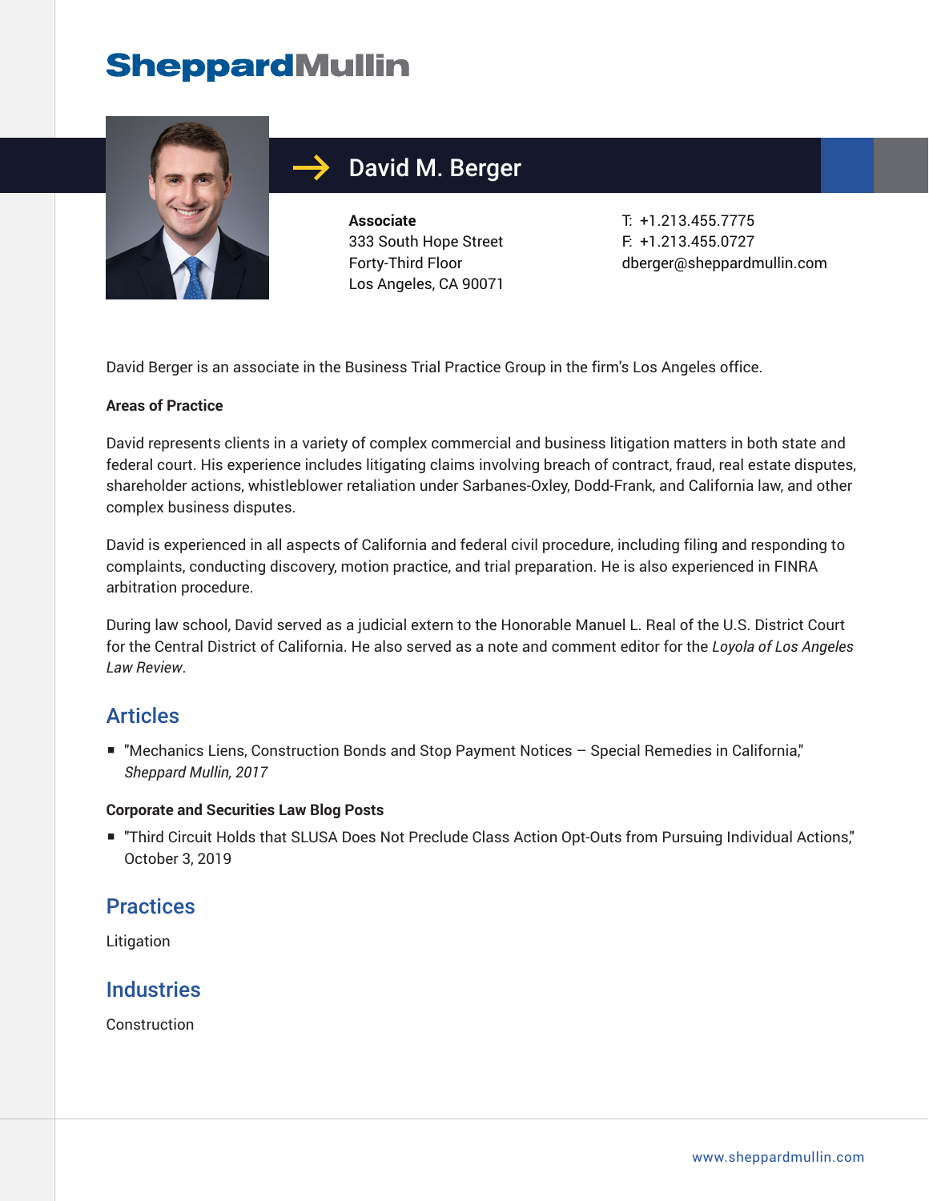# SheppardMullin

## David M. Berger

**Associate**
333 South Hope Street
Forty-Third Floor
Los Angeles, CA 90071

T: +1.213.455.7775
F: +1.213.455.0727
dberger@sheppardmullin.com

David Berger is an associate in the Business Trial Practice Group in the firm's Los Angeles office.

**Areas of Practice**

David represents clients in a variety of complex commercial and business litigation matters in both state and federal court. His experience includes litigating claims involving breach of contract, fraud, real estate disputes, shareholder actions, whistleblower retaliation under Sarbanes-Oxley, Dodd-Frank, and California law, and other complex business disputes.

David is experienced in all aspects of California and federal civil procedure, including filing and responding to complaints, conducting discovery, motion practice, and trial preparation. He is also experienced in FINRA arbitration procedure.

During law school, David served as a judicial extern to the Honorable Manuel L. Real of the U.S. District Court for the Central District of California. He also served as a note and comment editor for the *Loyola of Los Angeles Law Review*.

## Articles

- "Mechanics Liens, Construction Bonds and Stop Payment Notices – Special Remedies in California," *Sheppard Mullin, 2017*

**Corporate and Securities Law Blog Posts**

- "Third Circuit Holds that SLUSA Does Not Preclude Class Action Opt-Outs from Pursuing Individual Actions," October 3, 2019

## Practices

Litigation

## Industries

Construction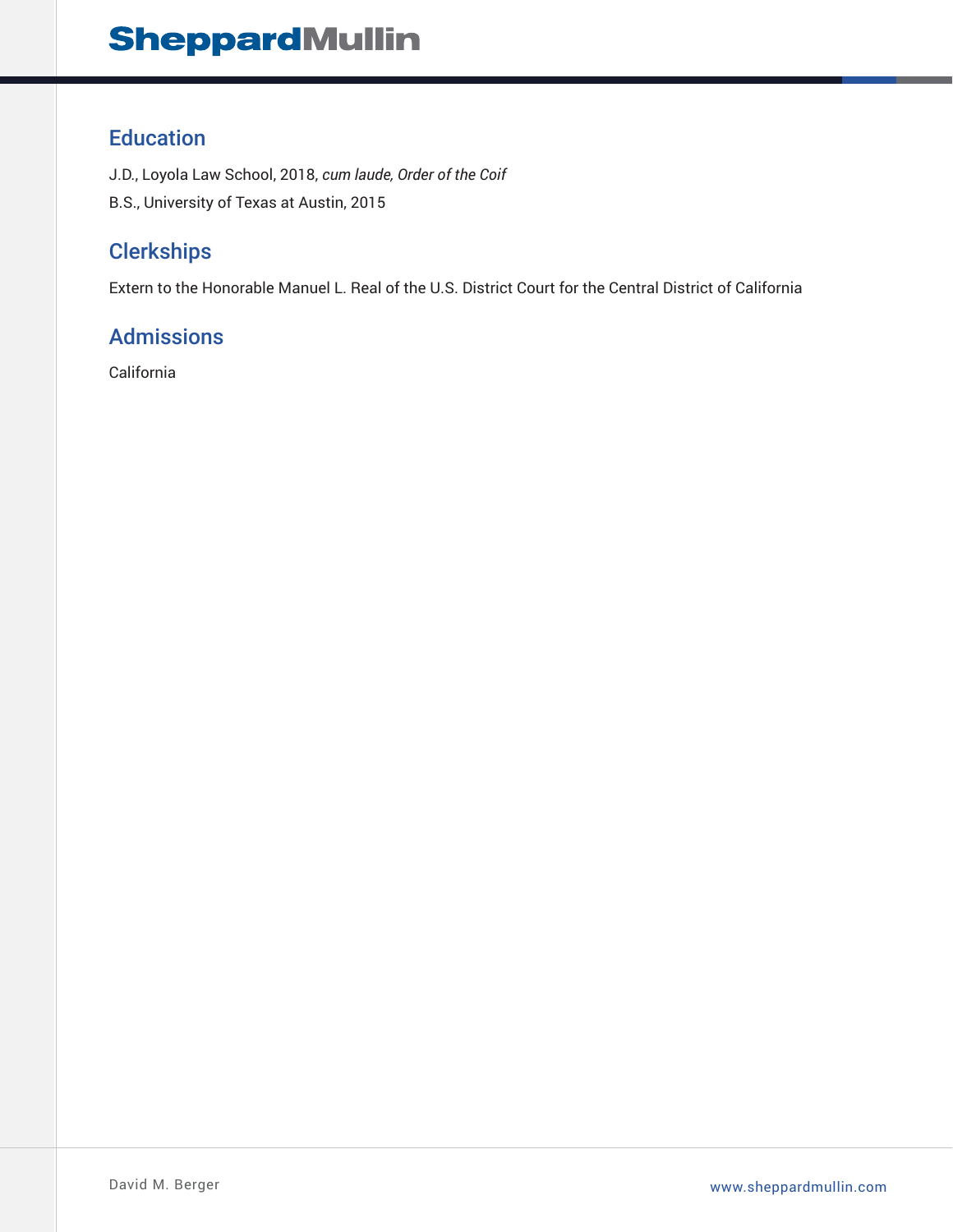## Education

J.D., Loyola Law School, 2018, *cum laude, Order of the Coif*

B.S., University of Texas at Austin, 2015

## Clerkships

Extern to the Honorable Manuel L. Real of the U.S. District Court for the Central District of California

## Admissions

California